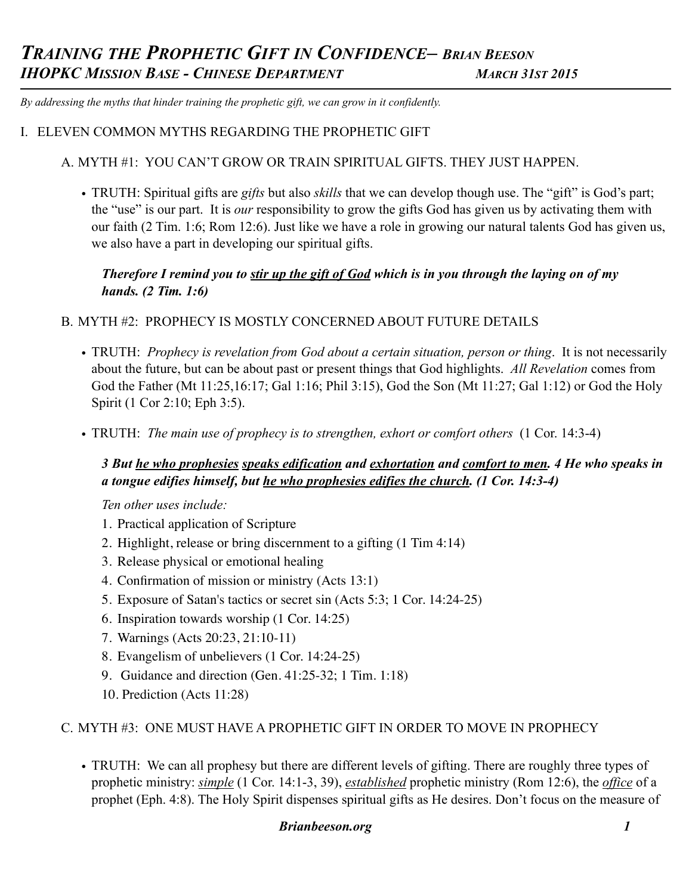# *TRAINING THE PROPHETIC GIFT IN CONFIDENCE– BRIAN BEESON*
## *IHOPKC MISSION BASE - CHINESE DEPARTMENT* *MARCH 31ST 2015*

*By addressing the myths that hinder training the prophetic gift, we can grow in it confidently.*

## I. ELEVEN COMMON MYTHS REGARDING THE PROPHETIC GIFT

### A. MYTH #1: YOU CAN'T GROW OR TRAIN SPIRITUAL GIFTS. THEY JUST HAPPEN.

- TRUTH: Spiritual gifts are *gifts* but also *skills* that we can develop though use. The "gift" is God's part; the "use" is our part. It is *our* responsibility to grow the gifts God has given us by activating them with our faith (2 Tim. 1:6; Rom 12:6). Just like we have a role in growing our natural talents God has given us, we also have a part in developing our spiritual gifts.

> ***Therefore I remind you to <u>stir up the gift of God</u> which is in you through the laying on of my hands. (2 Tim. 1:6)***

### B. MYTH #2: PROPHECY IS MOSTLY CONCERNED ABOUT FUTURE DETAILS

- TRUTH: *Prophecy is revelation from God about a certain situation, person or thing*. It is not necessarily about the future, but can be about past or present things that God highlights. *All Revelation* comes from God the Father (Mt 11:25,16:17; Gal 1:16; Phil 3:15), God the Son (Mt 11:27; Gal 1:12) or God the Holy Spirit (1 Cor 2:10; Eph 3:5).

- TRUTH: *The main use of prophecy is to strengthen, exhort or comfort others* (1 Cor. 14:3-4)

> ***3 But <u>he who prophesies</u> <u>speaks edification</u> and <u>exhortation</u> and <u>comfort to men</u>. 4 He who speaks in a tongue edifies himself, but <u>he who prophesies edifies the church</u>. (1 Cor. 14:3-4)***

*Ten other uses include:*

1. Practical application of Scripture
2. Highlight, release or bring discernment to a gifting (1 Tim 4:14)
3. Release physical or emotional healing
4. Confirmation of mission or ministry (Acts 13:1)
5. Exposure of Satan's tactics or secret sin (Acts 5:3; 1 Cor. 14:24-25)
6. Inspiration towards worship (1 Cor. 14:25)
7. Warnings (Acts 20:23, 21:10-11)
8. Evangelism of unbelievers (1 Cor. 14:24-25)
9. Guidance and direction (Gen. 41:25-32; 1 Tim. 1:18)
10. Prediction (Acts 11:28)

### C. MYTH #3: ONE MUST HAVE A PROPHETIC GIFT IN ORDER TO MOVE IN PROPHECY

- TRUTH: We can all prophesy but there are different levels of gifting. There are roughly three types of prophetic ministry: <u>*simple*</u> (1 Cor. 14:1-3, 39), <u>*established*</u> prophetic ministry (Rom 12:6), the <u>*office*</u> of a prophet (Eph. 4:8). The Holy Spirit dispenses spiritual gifts as He desires. Don't focus on the measure of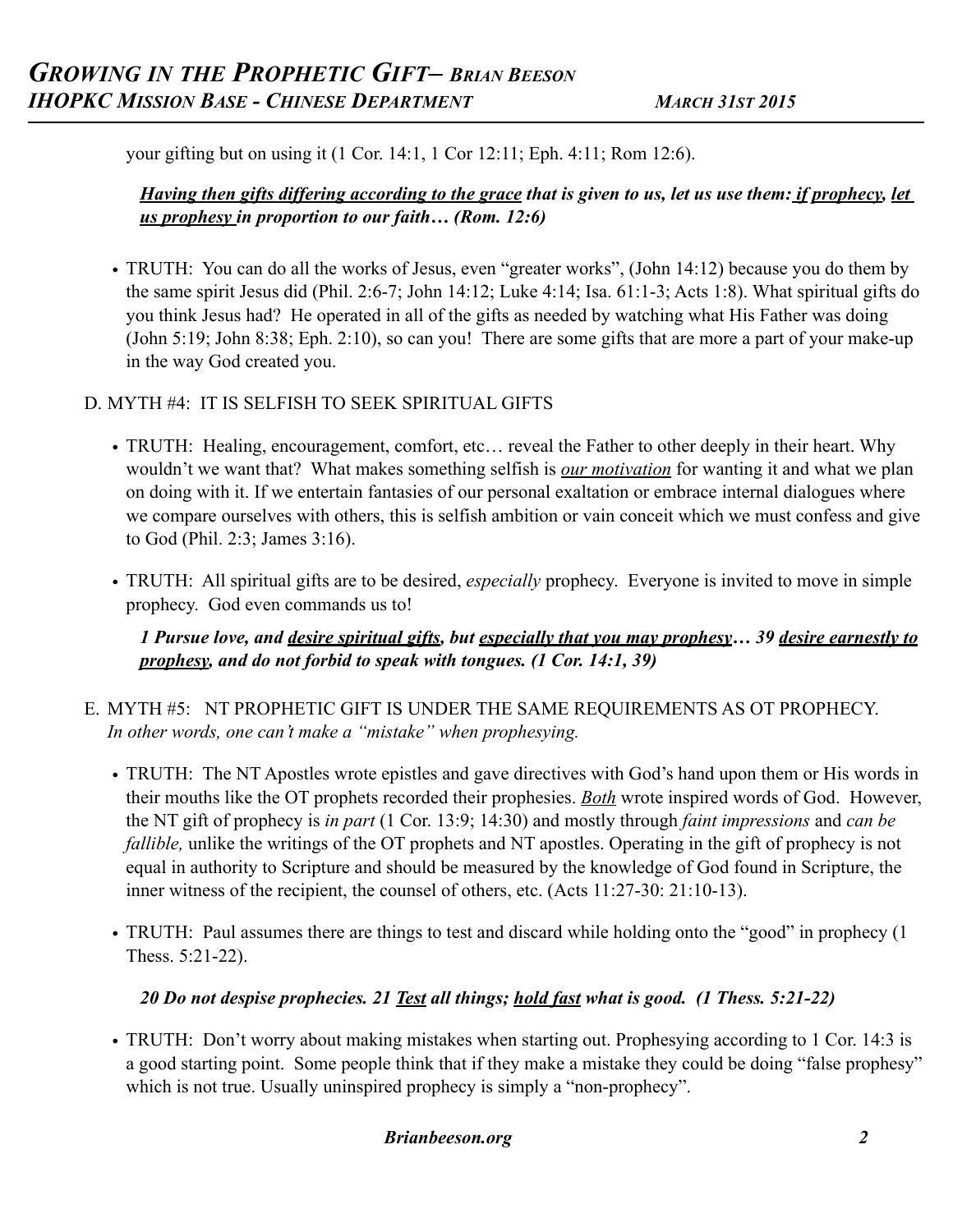your gifting but on using it (1 Cor. 14:1, 1 Cor 12:11; Eph. 4:11; Rom 12:6).

> ***<u>Having then gifts differing according to the grace</u> that is given to us, let us use them: <u>if prophecy</u>, <u>let us prophesy</u> in proportion to our faith… (Rom. 12:6)***

- TRUTH: You can do all the works of Jesus, even "greater works", (John 14:12) because you do them by the same spirit Jesus did (Phil. 2:6-7; John 14:12; Luke 4:14; Isa. 61:1-3; Acts 1:8). What spiritual gifts do you think Jesus had? He operated in all of the gifts as needed by watching what His Father was doing (John 5:19; John 8:38; Eph. 2:10), so can you! There are some gifts that are more a part of your make-up in the way God created you.

D. MYTH #4: IT IS SELFISH TO SEEK SPIRITUAL GIFTS

- TRUTH: Healing, encouragement, comfort, etc… reveal the Father to other deeply in their heart. Why wouldn't we want that? What makes something selfish is <u>*our motivation*</u> for wanting it and what we plan on doing with it. If we entertain fantasies of our personal exaltation or embrace internal dialogues where we compare ourselves with others, this is selfish ambition or vain conceit which we must confess and give to God (Phil. 2:3; James 3:16).

- TRUTH: All spiritual gifts are to be desired, *especially* prophecy. Everyone is invited to move in simple prophecy. God even commands us to!

> ***1 Pursue love, and <u>desire spiritual gifts</u>, but <u>especially that you may prophesy</u>… 39 <u>desire earnestly to prophesy</u>, and do not forbid to speak with tongues. (1 Cor. 14:1, 39)***

E. MYTH #5: NT PROPHETIC GIFT IS UNDER THE SAME REQUIREMENTS AS OT PROPHECY. *In other words, one can't make a "mistake" when prophesying.*

- TRUTH: The NT Apostles wrote epistles and gave directives with God's hand upon them or His words in their mouths like the OT prophets recorded their prophesies. <u>*Both*</u> wrote inspired words of God. However, the NT gift of prophecy is *in part* (1 Cor. 13:9; 14:30) and mostly through *faint impressions* and *can be fallible,* unlike the writings of the OT prophets and NT apostles. Operating in the gift of prophecy is not equal in authority to Scripture and should be measured by the knowledge of God found in Scripture, the inner witness of the recipient, the counsel of others, etc. (Acts 11:27-30: 21:10-13).

- TRUTH: Paul assumes there are things to test and discard while holding onto the "good" in prophecy (1 Thess. 5:21-22).

> ***20 Do not despise prophecies. 21 <u>Test</u> all things; <u>hold fast</u> what is good. (1 Thess. 5:21-22)***

- TRUTH: Don't worry about making mistakes when starting out. Prophesying according to 1 Cor. 14:3 is a good starting point. Some people think that if they make a mistake they could be doing "false prophesy" which is not true. Usually uninspired prophecy is simply a "non-prophecy".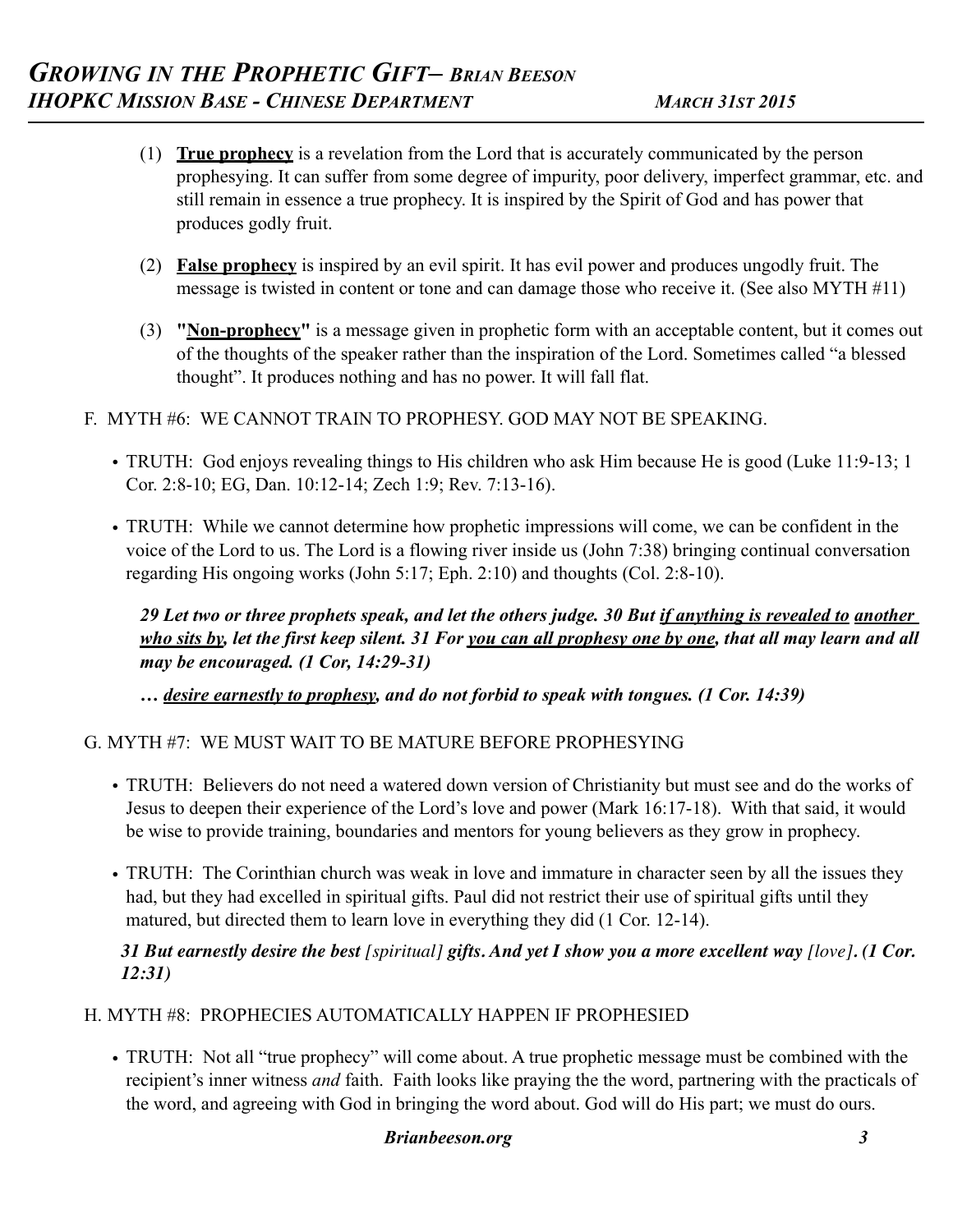(1) **<u>True prophecy</u>** is a revelation from the Lord that is accurately communicated by the person prophesying. It can suffer from some degree of impurity, poor delivery, imperfect grammar, etc. and still remain in essence a true prophecy. It is inspired by the Spirit of God and has power that produces godly fruit.

(2) **<u>False prophecy</u>** is inspired by an evil spirit. It has evil power and produces ungodly fruit. The message is twisted in content or tone and can damage those who receive it. (See also MYTH #11)

(3) **"<u>Non-prophecy</u>"** is a message given in prophetic form with an acceptable content, but it comes out of the thoughts of the speaker rather than the inspiration of the Lord. Sometimes called "a blessed thought". It produces nothing and has no power. It will fall flat.

F. MYTH #6: WE CANNOT TRAIN TO PROPHESY. GOD MAY NOT BE SPEAKING.

- TRUTH: God enjoys revealing things to His children who ask Him because He is good (Luke 11:9-13; 1 Cor. 2:8-10; EG, Dan. 10:12-14; Zech 1:9; Rev. 7:13-16).
- TRUTH: While we cannot determine how prophetic impressions will come, we can be confident in the voice of the Lord to us. The Lord is a flowing river inside us (John 7:38) bringing continual conversation regarding His ongoing works (John 5:17; Eph. 2:10) and thoughts (Col. 2:8-10).

***29 Let two or three prophets speak, and let the others judge. 30 But <u>if anything is revealed to</u> <u>another who sits by</u>, let the first keep silent. 31 For <u>you can all prophesy one by one</u>, that all may learn and all may be encouraged. (1 Cor, 14:29-31)***

***… <u>desire earnestly to prophesy</u>, and do not forbid to speak with tongues. (1 Cor. 14:39)***

G. MYTH #7: WE MUST WAIT TO BE MATURE BEFORE PROPHESYING

- TRUTH: Believers do not need a watered down version of Christianity but must see and do the works of Jesus to deepen their experience of the Lord's love and power (Mark 16:17-18). With that said, it would be wise to provide training, boundaries and mentors for young believers as they grow in prophecy.
- TRUTH: The Corinthian church was weak in love and immature in character seen by all the issues they had, but they had excelled in spiritual gifts. Paul did not restrict their use of spiritual gifts until they matured, but directed them to learn love in everything they did (1 Cor. 12-14).

***31 But earnestly desire the best** [spiritual] **gifts. And yet I show you a more excellent way** [love]**. (1 Cor. 12:31)***

H. MYTH #8: PROPHECIES AUTOMATICALLY HAPPEN IF PROPHESIED

- TRUTH: Not all "true prophecy" will come about. A true prophetic message must be combined with the recipient's inner witness *and* faith. Faith looks like praying the the word, partnering with the practicals of the word, and agreeing with God in bringing the word about. God will do His part; we must do ours.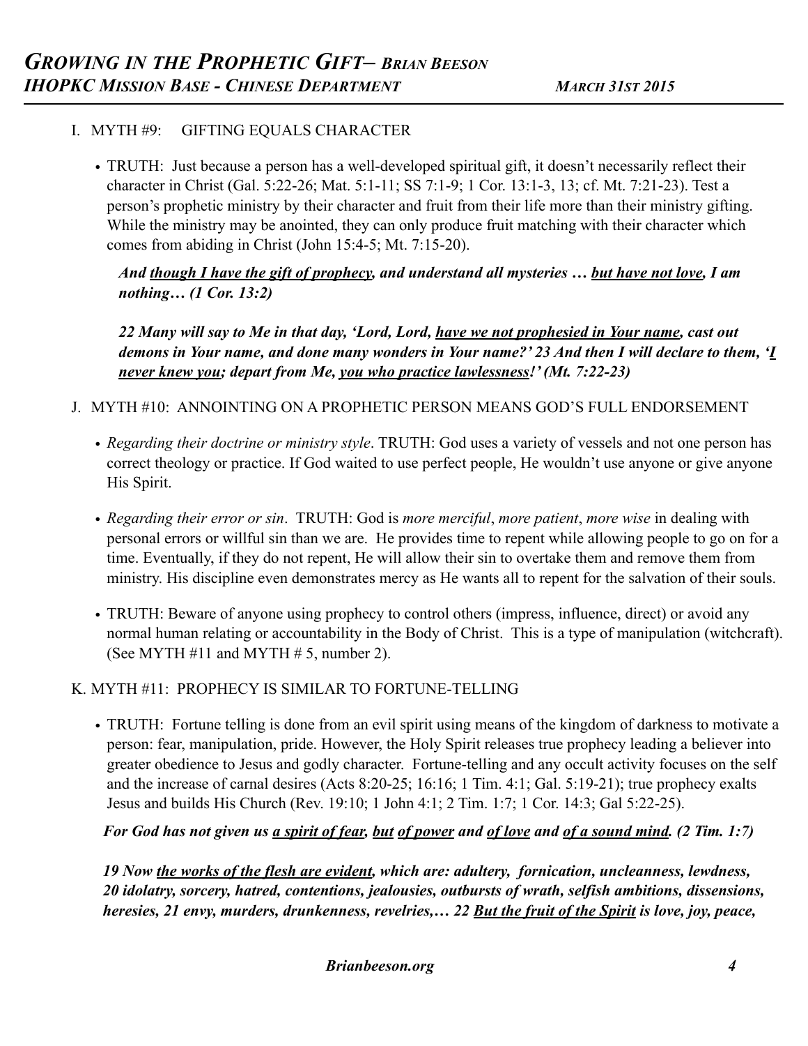I. MYTH #9: GIFTING EQUALS CHARACTER

- TRUTH: Just because a person has a well-developed spiritual gift, it doesn't necessarily reflect their character in Christ (Gal. 5:22-26; Mat. 5:1-11; SS 7:1-9; 1 Cor. 13:1-3, 13; cf. Mt. 7:21-23). Test a person's prophetic ministry by their character and fruit from their life more than their ministry gifting. While the ministry may be anointed, they can only produce fruit matching with their character which comes from abiding in Christ (John 15:4-5; Mt. 7:15-20).

***And <u>though I have the gift of prophecy</u>, and understand all mysteries … <u>but have not love</u>, I am nothing… (1 Cor. 13:2)***

***22 Many will say to Me in that day, 'Lord, Lord, <u>have we not prophesied in Your name</u>, cast out demons in Your name, and done many wonders in Your name?' 23 And then I will declare to them, '<u>I never knew you</u>; depart from Me, <u>you who practice lawlessness</u>!' (Mt. 7:22-23)***

J. MYTH #10: ANNOINTING ON A PROPHETIC PERSON MEANS GOD'S FULL ENDORSEMENT

- *Regarding their doctrine or ministry style*. TRUTH: God uses a variety of vessels and not one person has correct theology or practice. If God waited to use perfect people, He wouldn't use anyone or give anyone His Spirit.
- *Regarding their error or sin*. TRUTH: God is *more merciful*, *more patient*, *more wise* in dealing with personal errors or willful sin than we are. He provides time to repent while allowing people to go on for a time. Eventually, if they do not repent, He will allow their sin to overtake them and remove them from ministry. His discipline even demonstrates mercy as He wants all to repent for the salvation of their souls.
- TRUTH: Beware of anyone using prophecy to control others (impress, influence, direct) or avoid any normal human relating or accountability in the Body of Christ. This is a type of manipulation (witchcraft). (See MYTH #11 and MYTH # 5, number 2).

K. MYTH #11: PROPHECY IS SIMILAR TO FORTUNE-TELLING

- TRUTH: Fortune telling is done from an evil spirit using means of the kingdom of darkness to motivate a person: fear, manipulation, pride. However, the Holy Spirit releases true prophecy leading a believer into greater obedience to Jesus and godly character. Fortune-telling and any occult activity focuses on the self and the increase of carnal desires (Acts 8:20-25; 16:16; 1 Tim. 4:1; Gal. 5:19-21); true prophecy exalts Jesus and builds His Church (Rev. 19:10; 1 John 4:1; 2 Tim. 1:7; 1 Cor. 14:3; Gal 5:22-25).

***For God has not given us <u>a spirit of fear</u>, <u>but</u> <u>of power</u> and <u>of love</u> and <u>of a sound mind</u>. (2 Tim. 1:7)***

***19 Now <u>the works of the flesh are evident</u>, which are: adultery, fornication, uncleanness, lewdness, 20 idolatry, sorcery, hatred, contentions, jealousies, outbursts of wrath, selfish ambitions, dissensions, heresies, 21 envy, murders, drunkenness, revelries,… 22 <u>But the fruit of the Spirit</u> is love, joy, peace,***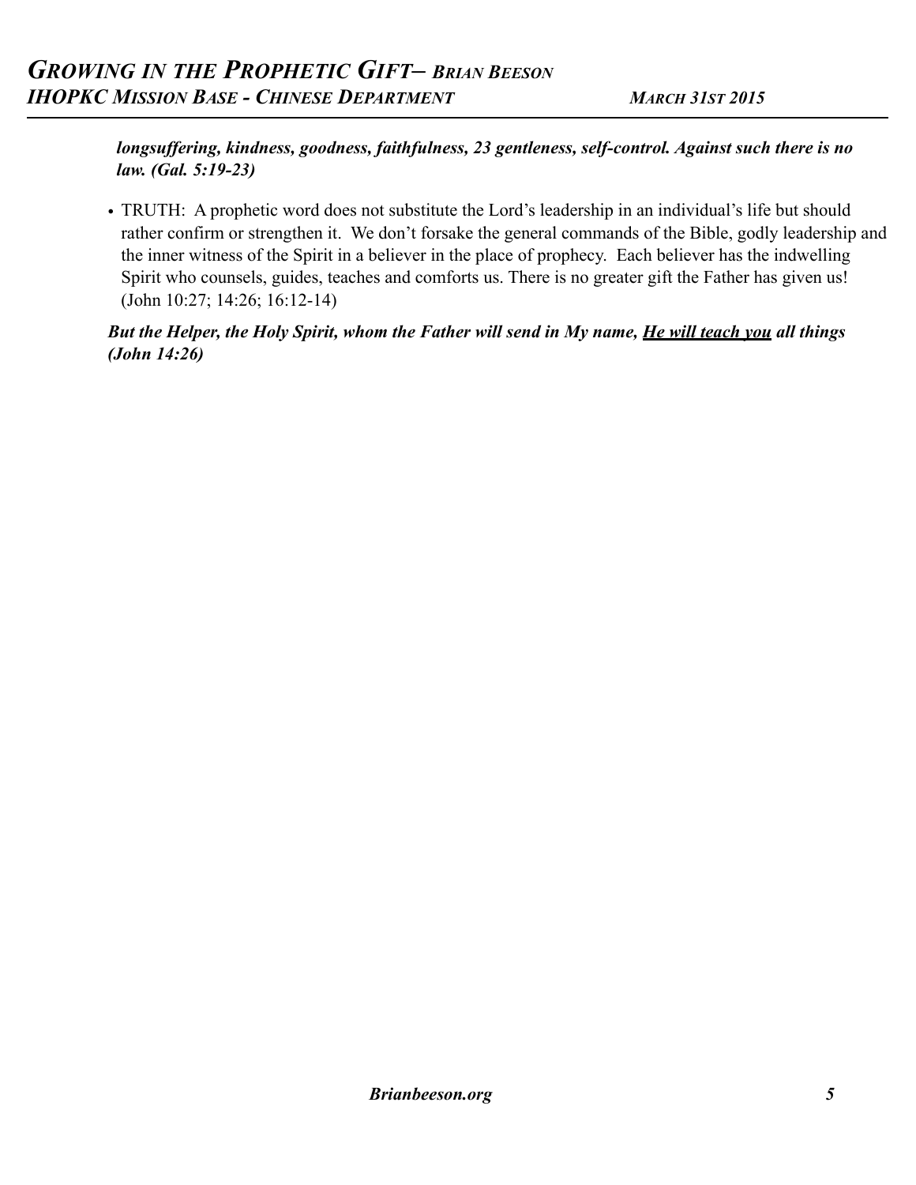***longsuffering, kindness, goodness, faithfulness, 23 gentleness, self-control. Against such there is no law. (Gal. 5:19-23)***

- TRUTH: A prophetic word does not substitute the Lord's leadership in an individual's life but should rather confirm or strengthen it. We don't forsake the general commands of the Bible, godly leadership and the inner witness of the Spirit in a believer in the place of prophecy. Each believer has the indwelling Spirit who counsels, guides, teaches and comforts us. There is no greater gift the Father has given us! (John 10:27; 14:26; 16:12-14)

***But the Helper, the Holy Spirit, whom the Father will send in My name, <u>He will teach you</u> all things (John 14:26)***